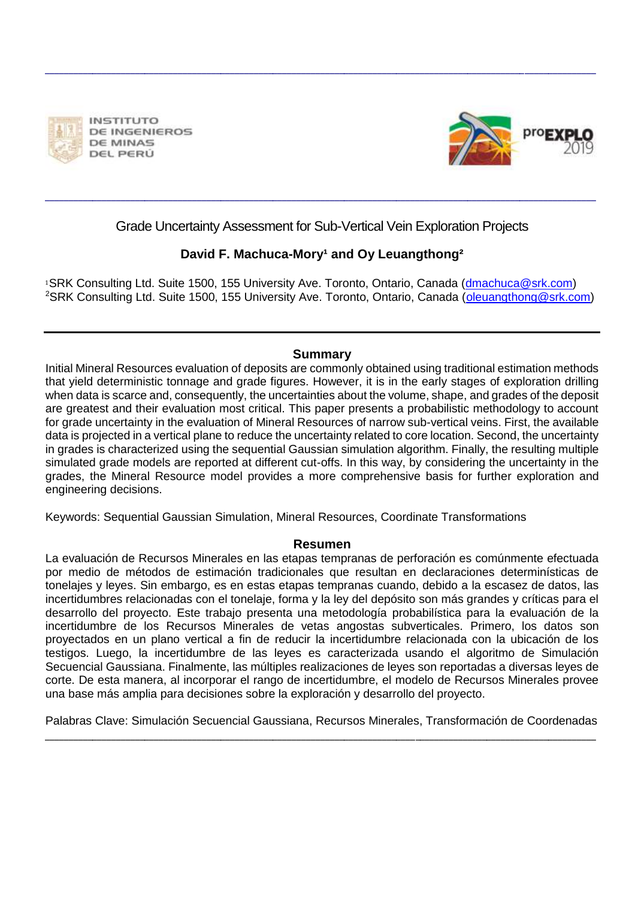INSTITUTO DE INGENIEROS DE MINAS DEL PERÚ

proEXPLO 2019

# Grade Uncertainty Assessment for Sub-Vertical Vein Exploration Projects

**David F. Machuca-Mory[1] and Oy Leuangthong[2]**

[1]SRK Consulting Ltd. Suite 1500, 155 University Ave. Toronto, Ontario, Canada (dmachuca@srk.com)
[2]SRK Consulting Ltd. Suite 1500, 155 University Ave. Toronto, Ontario, Canada (oleuangthong@srk.com)

## Summary

Initial Mineral Resources evaluation of deposits are commonly obtained using traditional estimation methods that yield deterministic tonnage and grade figures. However, it is in the early stages of exploration drilling when data is scarce and, consequently, the uncertainties about the volume, shape, and grades of the deposit are greatest and their evaluation most critical. This paper presents a probabilistic methodology to account for grade uncertainty in the evaluation of Mineral Resources of narrow sub-vertical veins. First, the available data is projected in a vertical plane to reduce the uncertainty related to core location. Second, the uncertainty in grades is characterized using the sequential Gaussian simulation algorithm. Finally, the resulting multiple simulated grade models are reported at different cut-offs. In this way, by considering the uncertainty in the grades, the Mineral Resource model provides a more comprehensive basis for further exploration and engineering decisions.

Keywords: Sequential Gaussian Simulation, Mineral Resources, Coordinate Transformations

## Resumen

La evaluación de Recursos Minerales en las etapas tempranas de perforación es comúnmente efectuada por medio de métodos de estimación tradicionales que resultan en declaraciones determinísticas de tonelajes y leyes. Sin embargo, es en estas etapas tempranas cuando, debido a la escasez de datos, las incertidumbres relacionadas con el tonelaje, forma y la ley del depósito son más grandes y críticas para el desarrollo del proyecto. Este trabajo presenta una metodología probabilística para la evaluación de la incertidumbre de los Recursos Minerales de vetas angostas subverticales. Primero, los datos son proyectados en un plano vertical a fin de reducir la incertidumbre relacionada con la ubicación de los testigos. Luego, la incertidumbre de las leyes es caracterizada usando el algoritmo de Simulación Secuencial Gaussiana. Finalmente, las múltiples realizaciones de leyes son reportadas a diversas leyes de corte. De esta manera, al incorporar el rango de incertidumbre, el modelo de Recursos Minerales provee una base más amplia para decisiones sobre la exploración y desarrollo del proyecto.

Palabras Clave: Simulación Secuencial Gaussiana, Recursos Minerales, Transformación de Coordenadas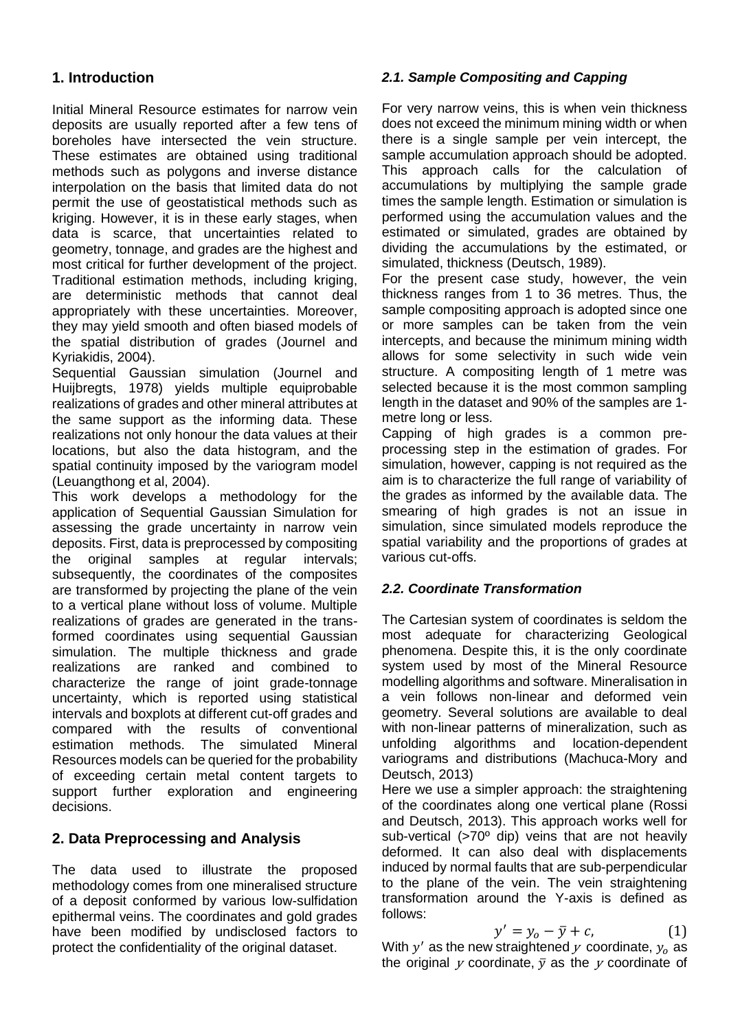## 1. Introduction

Initial Mineral Resource estimates for narrow vein deposits are usually reported after a few tens of boreholes have intersected the vein structure. These estimates are obtained using traditional methods such as polygons and inverse distance interpolation on the basis that limited data do not permit the use of geostatistical methods such as kriging. However, it is in these early stages, when data is scarce, that uncertainties related to geometry, tonnage, and grades are the highest and most critical for further development of the project. Traditional estimation methods, including kriging, are deterministic methods that cannot deal appropriately with these uncertainties. Moreover, they may yield smooth and often biased models of the spatial distribution of grades (Journel and Kyriakidis, 2004).

Sequential Gaussian simulation (Journel and Huijbregts, 1978) yields multiple equiprobable realizations of grades and other mineral attributes at the same support as the informing data. These realizations not only honour the data values at their locations, but also the data histogram, and the spatial continuity imposed by the variogram model (Leuangthong et al, 2004).

This work develops a methodology for the application of Sequential Gaussian Simulation for assessing the grade uncertainty in narrow vein deposits. First, data is preprocessed by compositing the original samples at regular intervals; subsequently, the coordinates of the composites are transformed by projecting the plane of the vein to a vertical plane without loss of volume. Multiple realizations of grades are generated in the transformed coordinates using sequential Gaussian simulation. The multiple thickness and grade realizations are ranked and combined to characterize the range of joint grade-tonnage uncertainty, which is reported using statistical intervals and boxplots at different cut-off grades and compared with the results of conventional estimation methods. The simulated Mineral Resources models can be queried for the probability of exceeding certain metal content targets to support further exploration and engineering decisions.

## 2. Data Preprocessing and Analysis

The data used to illustrate the proposed methodology comes from one mineralised structure of a deposit conformed by various low-sulfidation epithermal veins. The coordinates and gold grades have been modified by undisclosed factors to protect the confidentiality of the original dataset.

### *2.1. Sample Compositing and Capping*

For very narrow veins, this is when vein thickness does not exceed the minimum mining width or when there is a single sample per vein intercept, the sample accumulation approach should be adopted. This approach calls for the calculation of accumulations by multiplying the sample grade times the sample length. Estimation or simulation is performed using the accumulation values and the estimated or simulated, grades are obtained by dividing the accumulations by the estimated, or simulated, thickness (Deutsch, 1989).

For the present case study, however, the vein thickness ranges from 1 to 36 metres. Thus, the sample compositing approach is adopted since one or more samples can be taken from the vein intercepts, and because the minimum mining width allows for some selectivity in such wide vein structure. A compositing length of 1 metre was selected because it is the most common sampling length in the dataset and 90% of the samples are 1-metre long or less.

Capping of high grades is a common pre-processing step in the estimation of grades. For simulation, however, capping is not required as the aim is to characterize the full range of variability of the grades as informed by the available data. The smearing of high grades is not an issue in simulation, since simulated models reproduce the spatial variability and the proportions of grades at various cut-offs.

### *2.2. Coordinate Transformation*

The Cartesian system of coordinates is seldom the most adequate for characterizing Geological phenomena. Despite this, it is the only coordinate system used by most of the Mineral Resource modelling algorithms and software. Mineralisation in a vein follows non-linear and deformed vein geometry. Several solutions are available to deal with non-linear patterns of mineralization, such as unfolding algorithms and location-dependent variograms and distributions (Machuca-Mory and Deutsch, 2013)

Here we use a simpler approach: the straightening of the coordinates along one vertical plane (Rossi and Deutsch, 2013). This approach works well for sub-vertical (>70º dip) veins that are not heavily deformed. It can also deal with displacements induced by normal faults that are sub-perpendicular to the plane of the vein. The vein straightening transformation around the Y-axis is defined as follows:

$$y' = y_o - \bar{y} + c, \qquad (1)$$

With $y'$ as the new straightened $y$ coordinate, $y_o$ as the original $y$ coordinate, $\bar{y}$ as the $y$ coordinate of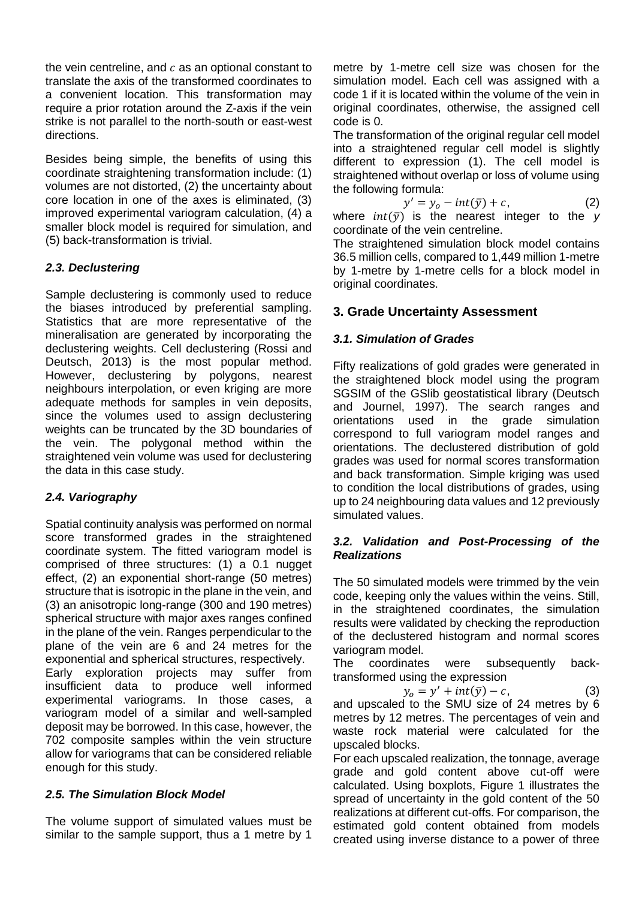the vein centreline, and $c$ as an optional constant to translate the axis of the transformed coordinates to a convenient location. This transformation may require a prior rotation around the Z-axis if the vein strike is not parallel to the north-south or east-west directions.

Besides being simple, the benefits of using this coordinate straightening transformation include: (1) volumes are not distorted, (2) the uncertainty about core location in one of the axes is eliminated, (3) improved experimental variogram calculation, (4) a smaller block model is required for simulation, and (5) back-transformation is trivial.

### *2.3. Declustering*

Sample declustering is commonly used to reduce the biases introduced by preferential sampling. Statistics that are more representative of the mineralisation are generated by incorporating the declustering weights. Cell declustering (Rossi and Deutsch, 2013) is the most popular method. However, declustering by polygons, nearest neighbours interpolation, or even kriging are more adequate methods for samples in vein deposits, since the volumes used to assign declustering weights can be truncated by the 3D boundaries of the vein. The polygonal method within the straightened vein volume was used for declustering the data in this case study.

### *2.4. Variography*

Spatial continuity analysis was performed on normal score transformed grades in the straightened coordinate system. The fitted variogram model is comprised of three structures: (1) a 0.1 nugget effect, (2) an exponential short-range (50 metres) structure that is isotropic in the plane in the vein, and (3) an anisotropic long-range (300 and 190 metres) spherical structure with major axes ranges confined in the plane of the vein. Ranges perpendicular to the plane of the vein are 6 and 24 metres for the exponential and spherical structures, respectively.

Early exploration projects may suffer from insufficient data to produce well informed experimental variograms. In those cases, a variogram model of a similar and well-sampled deposit may be borrowed. In this case, however, the 702 composite samples within the vein structure allow for variograms that can be considered reliable enough for this study.

### *2.5. The Simulation Block Model*

The volume support of simulated values must be similar to the sample support, thus a 1 metre by 1 metre by 1-metre cell size was chosen for the simulation model. Each cell was assigned with a code 1 if it is located within the volume of the vein in original coordinates, otherwise, the assigned cell code is 0.

The transformation of the original regular cell model into a straightened regular cell model is slightly different to expression (1). The cell model is straightened without overlap or loss of volume using the following formula:

$$y' = y_o - int(\bar{y}) + c, \qquad (2)$$

where $int(\bar{y})$ is the nearest integer to the $y$ coordinate of the vein centreline.

The straightened simulation block model contains 36.5 million cells, compared to 1,449 million 1-metre by 1-metre by 1-metre cells for a block model in original coordinates.

## 3. Grade Uncertainty Assessment

### *3.1. Simulation of Grades*

Fifty realizations of gold grades were generated in the straightened block model using the program SGSIM of the GSlib geostatistical library (Deutsch and Journel, 1997). The search ranges and orientations used in the grade simulation correspond to full variogram model ranges and orientations. The declustered distribution of gold grades was used for normal scores transformation and back transformation. Simple kriging was used to condition the local distributions of grades, using up to 24 neighbouring data values and 12 previously simulated values.

### *3.2. Validation and Post-Processing of the Realizations*

The 50 simulated models were trimmed by the vein code, keeping only the values within the veins. Still, in the straightened coordinates, the simulation results were validated by checking the reproduction of the declustered histogram and normal scores variogram model.

The coordinates were subsequently back-transformed using the expression

$$y_o = y' + int(\bar{y}) - c, \qquad (3)$$

and upscaled to the SMU size of 24 metres by 6 metres by 12 metres. The percentages of vein and waste rock material were calculated for the upscaled blocks.

For each upscaled realization, the tonnage, average grade and gold content above cut-off were calculated. Using boxplots, Figure 1 illustrates the spread of uncertainty in the gold content of the 50 realizations at different cut-offs. For comparison, the estimated gold content obtained from models created using inverse distance to a power of three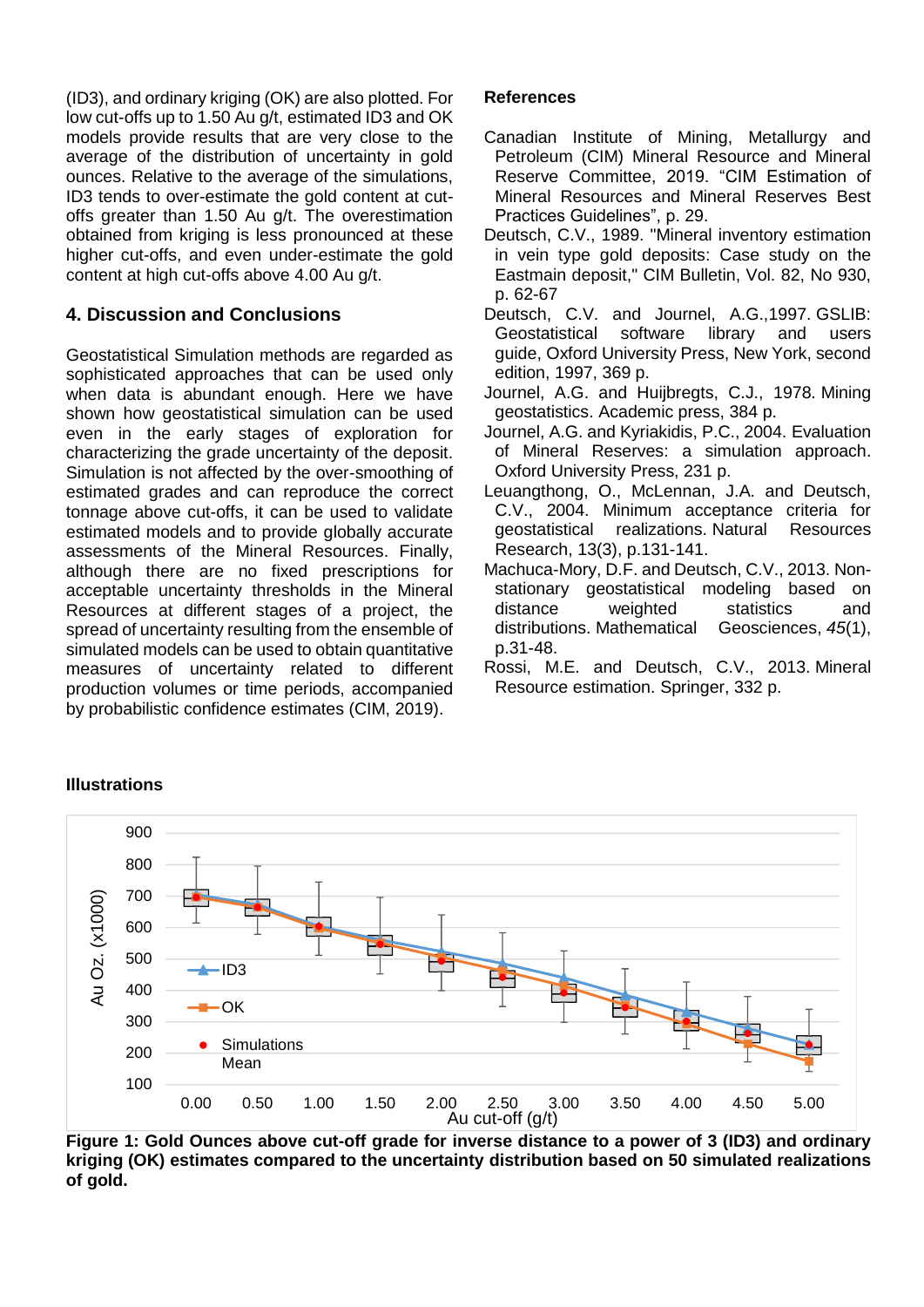(ID3), and ordinary kriging (OK) are also plotted. For low cut-offs up to 1.50 Au g/t, estimated ID3 and OK models provide results that are very close to the average of the distribution of uncertainty in gold ounces. Relative to the average of the simulations, ID3 tends to over-estimate the gold content at cut-offs greater than 1.50 Au g/t. The overestimation obtained from kriging is less pronounced at these higher cut-offs, and even under-estimate the gold content at high cut-offs above 4.00 Au g/t.

## 4. Discussion and Conclusions

Geostatistical Simulation methods are regarded as sophisticated approaches that can be used only when data is abundant enough. Here we have shown how geostatistical simulation can be used even in the early stages of exploration for characterizing the grade uncertainty of the deposit. Simulation is not affected by the over-smoothing of estimated grades and can reproduce the correct tonnage above cut-offs, it can be used to validate estimated models and to provide globally accurate assessments of the Mineral Resources. Finally, although there are no fixed prescriptions for acceptable uncertainty thresholds in the Mineral Resources at different stages of a project, the spread of uncertainty resulting from the ensemble of simulated models can be used to obtain quantitative measures of uncertainty related to different production volumes or time periods, accompanied by probabilistic confidence estimates (CIM, 2019).

## References

Canadian Institute of Mining, Metallurgy and Petroleum (CIM) Mineral Resource and Mineral Reserve Committee, 2019. "CIM Estimation of Mineral Resources and Mineral Reserves Best Practices Guidelines", p. 29.

Deutsch, C.V., 1989. "Mineral inventory estimation in vein type gold deposits: Case study on the Eastmain deposit," CIM Bulletin, Vol. 82, No 930, p. 62-67

Deutsch, C.V. and Journel, A.G.,1997. GSLIB: Geostatistical software library and users guide, Oxford University Press, New York, second edition, 1997, 369 p.

Journel, A.G. and Huijbregts, C.J., 1978. Mining geostatistics. Academic press, 384 p.

Journel, A.G. and Kyriakidis, P.C., 2004. Evaluation of Mineral Reserves: a simulation approach. Oxford University Press, 231 p.

Leuangthong, O., McLennan, J.A. and Deutsch, C.V., 2004. Minimum acceptance criteria for geostatistical realizations. Natural Resources Research, 13(3), p.131-141.

Machuca-Mory, D.F. and Deutsch, C.V., 2013. Non-stationary geostatistical modeling based on distance weighted statistics and distributions. Mathematical Geosciences, *45*(1), p.31-48.

Rossi, M.E. and Deutsch, C.V., 2013. Mineral Resource estimation. Springer, 332 p.

## Illustrations

Au Oz. (x1000)
900
800
700
600
500
400
300
200
100
0.00 0.50 1.00 1.50 2.00 2.50 3.00 3.50 4.00 4.50 5.00
Au cut-off (g/t)
ID3
OK
Simulations Mean

**Figure 1: Gold Ounces above cut-off grade for inverse distance to a power of 3 (ID3) and ordinary kriging (OK) estimates compared to the uncertainty distribution based on 50 simulated realizations of gold.**